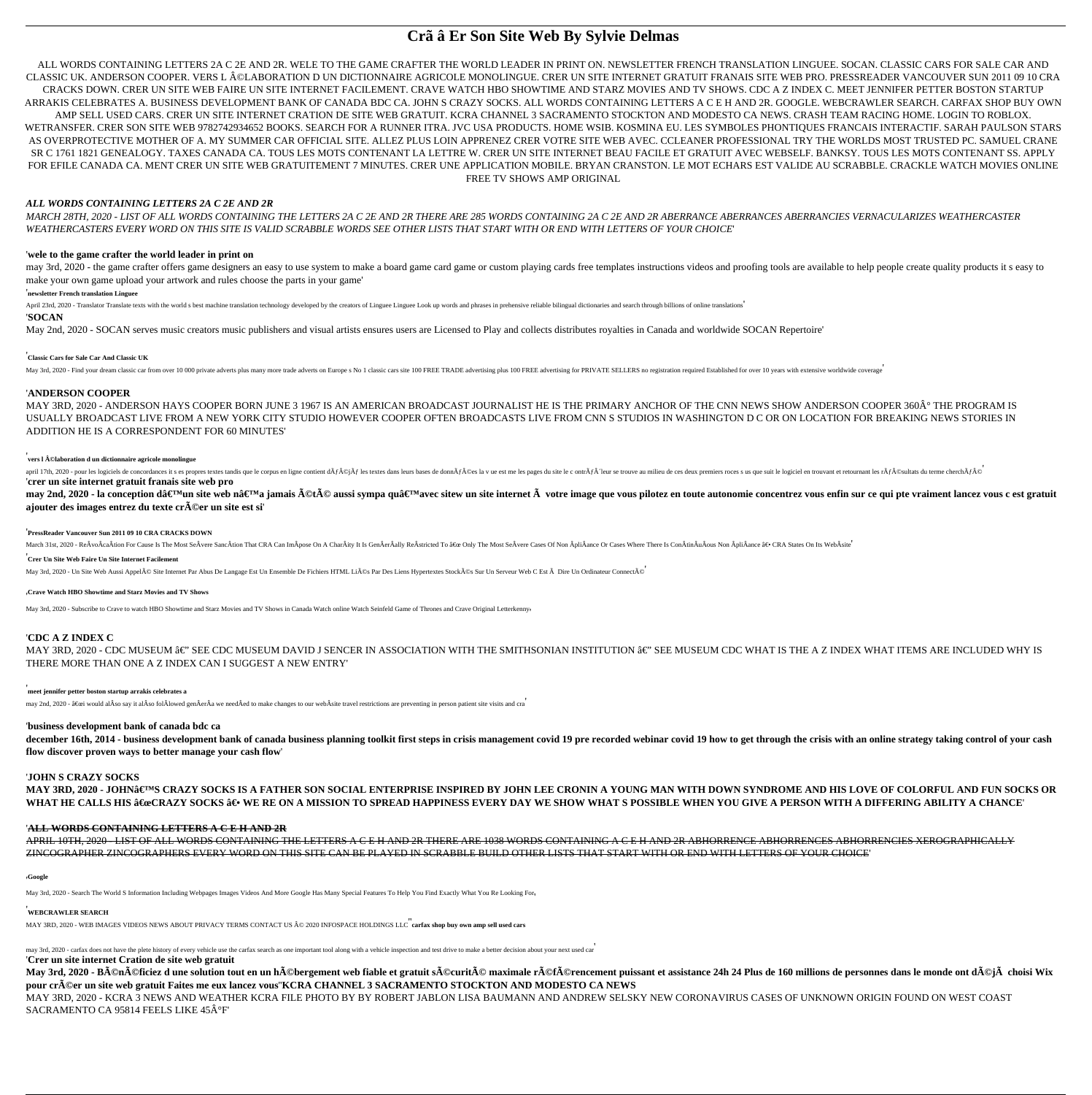# Crã â Er Son Site Web By Sylvie Delmas

ALL WORDS CONTAINING LETTERS 2A C 2E AND 2R. WELE TO THE GAME CRAFTER THE WORLD LEADER IN PRINT ON. NEWSLETTER FRENCH TRANSLATION LINGUEE. SOCAN. CLASSIC CARS FOR SALE CAR AND CLASSIC UK. ANDERSON COOPER. VERS L Ã©LABORATION D UN DICTIONNAIRE AGRICOLE MONOLINGUE. CRER UN SITE INTERNET GRATUIT FRANAIS SITE WEB PRO. PRESSREADER VANCOUVER SUN 2011 09 10 CRA CRACKS DOWN. CRER UN SITE WEB FAIRE UN SITE INTERNET FACILEMENT. CRAVE WATCH HBO SHOWTIME AND STARZ MOVIES AND TV SHOWS. CDC A Z INDEX C. MEET JENNIFER PETTER BOSTON STARTUP ARRAKIS CELEBRATES A. BUSINESS DEVELOPMENT BANK OF CANADA BDC CA. JOHN S CRAZY SOCKS. ALL WORDS CONTAINING LETTERS A C E H AND 2R. GOOGLE. WEBCRAWLER SEARCH. CARFAX SHOP BUY OWN AMP SELL USED CARS. CRER UN SITE INTERNET CRATION DE SITE WEB GRATUIT. KCRA CHANNEL 3 SACRAMENTO STOCKTON AND MODESTO CA NEWS. CRASH TEAM RACING HOME. LOGIN TO ROBLOX. WETRANSFER. CRER SON SITE WEB 9782742934652 BOOKS. SEARCH FOR A RUNNER ITRA. JVC USA PRODUCTS. HOME WSIB. KOSMINA EU. LES SYMBOLES PHONTIQUES FRANCAIS INTERACTIF. SARAH PAULSON STARS AS OVERPROTECTIVE MOTHER OF A. MY SUMMER CAR OFFICIAL SITE. ALLEZ PLUS LOIN APPRENEZ CRER VOTRE SITE WEB AVEC. CCLEANER PROFESSIONAL TRY THE WORLDS MOST TRUSTED PC. SAMUEL CRANE SR C 1761 1821 GENEALOGY. TAXES CANADA CA. TOUS LES MOTS CONTENANT LA LETTRE W. CRER UN SITE INTERNET BEAU FACILE ET GRATUIT AVEC WEBSELF. BANKSY. TOUS LES MOTS CONTENANT SS. APPLY FOR EFILE CANADA CA. MENT CRER UN SITE WEB GRATUITEMENT 7 MINUTES. CRER UNE APPLICATION MOBILE. BRYAN CRANSTON. LE MOT ECHARS EST VALIDE AU SCRABBLE. CRACKLE WATCH MOVIES ONLINE FREE TV SHOWS AMP ORIGINAL

*ALL WORDS CONTAINING LETTERS 2A C 2E AND 2R*

*MARCH 28TH, 2020 - LIST OF ALL WORDS CONTAINING THE LETTERS 2A C 2E AND 2R THERE ARE 285 WORDS CONTAINING 2A C 2E AND 2R ABERRANCE ABERRANCES ABERRANCIES VERNACULARIZES WEATHERCASTER WEATHERCASTERS EVERY WORD ON THIS SITE IS VALID SCRABBLE WORDS SEE OTHER LISTS THAT START WITH OR END WITH LETTERS OF YOUR CHOICE*'

'**wele to the game crafter the world leader in print on**

may 3rd, 2020 - the game crafter offers game designers an easy to use system to make a board game card game or custom playing cards free templates instructions videos and proofing tools are available to help people create quality products it s easy to make your own game upload your artwork and rules choose the parts in your game'

'**newsletter French translation Linguee**

April 23rd, 2020 - Translator Translate texts with the world s best machine translation technology developed by the creators of Linguee Linguee Look up words and phrases in prehensive reliable bilingual dictionaries and search through billions of online translations'

'**SOCAN**

May 2nd, 2020 - SOCAN serves music creators music publishers and visual artists ensures users are Licensed to Play and collects distributes royalties in Canada and worldwide SOCAN Repertoire'

'**Classic Cars for Sale Car And Classic UK**

May 3rd, 2020 - Find your dream classic car from over 10 000 private adverts plus many more trade adverts on Europe s No 1 classic cars site 100 FREE TRADE advertising plus 100 FREE advertising for PRIVATE SELLERS no registration required Established for over 10 years with extensive worldwide coverage'

'**ANDERSON COOPER**

MAY 3RD, 2020 - ANDERSON HAYS COOPER BORN JUNE 3 1967 IS AN AMERICAN BROADCAST JOURNALIST HE IS THE PRIMARY ANCHOR OF THE CNN NEWS SHOW ANDERSON COOPER 360Â° THE PROGRAM IS USUALLY BROADCAST LIVE FROM A NEW YORK CITY STUDIO HOWEVER COOPER OFTEN BROADCASTS LIVE FROM CNN S STUDIOS IN WASHINGTON D C OR ON LOCATION FOR BREAKING NEWS STORIES IN ADDITION HE IS A CORRESPONDENT FOR 60 MINUTES'

'**vers l Ã©laboration d un dictionnaire agricole monolingue**

april 17th, 2020 - pour les logiciels de concordances it s es propres textes tandis que le corpus en ligne contient dÃƒÂ©jÃƒ les textes dans leurs bases de donnÃƒÂ©es la v ue est me les pages du site le c ontrÃƒÂ´leur se trouve au milieu de ces deux premiers roces s us que suit le logiciel en trouvant et retournant les rÃƒÂ©sultats du terme cherchÃƒÂ©'

'**crer un site internet gratuit franais site web pro**

**may 2nd, 2020 - la conception dâ€™un site web nâ€™a jamais Ã©tÃ© aussi sympa quâ€™avec sitew un site internet Ã  votre image que vous pilotez en toute autonomie concentrez vous enfin sur ce qui pte vraiment lancez vous c est gratuit ajouter des images entrez du texte crÃ©er un site est si**'

'**PressReader Vancouver Sun 2011 09 10 CRA CRACKS DOWN**

March 31st, 2020 - ReÂvoÂcaÂtion For Cause Is The Most SeÂvere SancÂtion That CRA Can ImÂpose On A CharÂity It Is GenÂerÂally ReÂstricted To â€œ Only The Most SeÂvere Cases Of Non ÂpliÂance Or Cases Where There Is ConÂtinÂuÂous Non ÂpliÂance â€• CRA States On Its WebÂsite'

'**Crer Un Site Web Faire Un Site Internet Facilement**

May 3rd, 2020 - Un Site Web Aussi AppelÃ© Site Internet Par Abus De Langage Est Un Ensemble De Fichiers HTML LiÃ©s Par Des Liens Hypertextes StockÃ©s Sur Un Serveur Web C Est Ã  Dire Un Ordinateur ConnectÃ©'

'**Crave Watch HBO Showtime and Starz Movies and TV Shows**

May 3rd, 2020 - Subscribe to Crave to watch HBO Showtime and Starz Movies and TV Shows in Canada Watch online Watch Seinfeld Game of Thrones and Crave Original Letterkenny'

'**CDC A Z INDEX C**

MAY 3RD, 2020 - CDC MUSEUM â€" SEE CDC MUSEUM DAVID J SENCER IN ASSOCIATION WITH THE SMITHSONIAN INSTITUTION â€" SEE MUSEUM CDC WHAT IS THE A Z INDEX WHAT ITEMS ARE INCLUDED WHY IS THERE MORE THAN ONE A Z INDEX CAN I SUGGEST A NEW ENTRY'

'**meet jennifer petter boston startup arrakis celebrates a**

may 2nd, 2020 - â€œi would alÂso say it alÂso folÂlowed genÂerÂa we needÂed to make changes to our webÂsite travel restrictions are preventing in person patient site visits and cra'

'**business development bank of canada bdc ca**

december 16th, 2014 - business development bank of canada business planning toolkit first steps in crisis management covid 19 pre recorded webinar covid 19 how to get through the crisis with an online strategy taking control of your cash flow discover proven ways to better manage your cash flow'

'**JOHN S CRAZY SOCKS**

**MAY 3RD, 2020 - JOHNâ€™S CRAZY SOCKS IS A FATHER SON SOCIAL ENTERPRISE INSPIRED BY JOHN LEE CRONIN A YOUNG MAN WITH DOWN SYNDROME AND HIS LOVE OF COLORFUL AND FUN SOCKS OR WHAT HE CALLS HIS â€œCRAZY SOCKS â€• WE RE ON A MISSION TO SPREAD HAPPINESS EVERY DAY WE SHOW WHAT S POSSIBLE WHEN YOU GIVE A PERSON WITH A DIFFERING ABILITY A CHANCE**'

'**ALL WORDS CONTAINING LETTERS A C E H AND 2R**

~~APRIL 10TH, 2020 - LIST OF ALL WORDS CONTAINING THE LETTERS A C E H AND 2R THERE ARE 1038 WORDS CONTAINING A C E H AND 2R ABHORRENCE ABHORRENCES ABHORRENCIES XEROGRAPHICALLY ZINCOGRAPHER ZINCOGRAPHERS EVERY WORD ON THIS SITE CAN BE PLAYED IN SCRABBLE BUILD OTHER LISTS THAT START WITH OR END WITH LETTERS OF YOUR CHOICE~~'

'**Google**

May 3rd, 2020 - Search The World S Information Including Webpages Images Videos And More Google Has Many Special Features To Help You Find Exactly What You Re Looking For'

'**WEBCRAWLER SEARCH**

MAY 3RD, 2020 - WEB IMAGES VIDEOS NEWS ABOUT PRIVACY TERMS CONTACT US Â© 2020 INFOSPACE HOLDINGS LLC''**carfax shop buy own amp sell used cars**

may 3rd, 2020 - carfax does not have the plete history of every vehicle use the carfax search as one important tool along with a vehicle inspection and test drive to make a better decision about your next used car'

'**Crer un site internet Cration de site web gratuit**

**May 3rd, 2020 - BÃ©nÃ©ficiez d une solution tout en un hÃ©bergement web fiable et gratuit sÃ©curitÃ© maximale rÃ©fÃ©rencement puissant et assistance 24h 24 Plus de 160 millions de personnes dans le monde ont dÃ©jÃ  choisi Wix pour crÃ©er un site web gratuit Faites me eux lancez vous**''**KCRA CHANNEL 3 SACRAMENTO STOCKTON AND MODESTO CA NEWS**

MAY 3RD, 2020 - KCRA 3 NEWS AND WEATHER KCRA FILE PHOTO BY BY ROBERT JABLON LISA BAUMANN AND ANDREW SELSKY NEW CORONAVIRUS CASES OF UNKNOWN ORIGIN FOUND ON WEST COAST SACRAMENTO CA 95814 FEELS LIKE 45Â°F'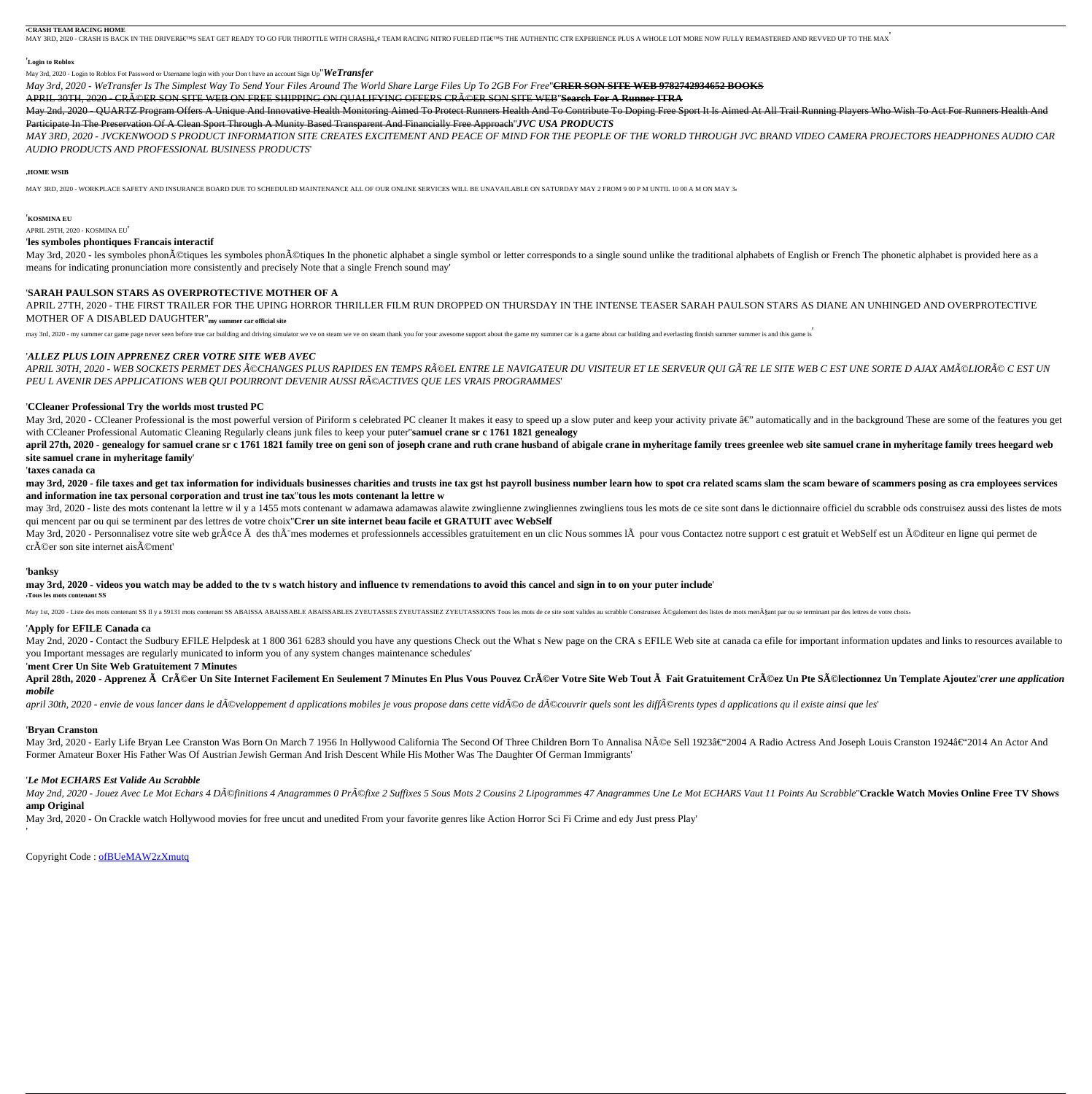'**CRASH TEAM RACING HOME**

MAY 3RD, 2020 - CRASH IS BACK IN THE DRIVERâ€™S SEAT GET READY TO GO FUR THROTTLE WITH CRASHâ„¢ TEAM RACING NITRO FUELED ITâ€™S THE AUTHENTIC CTR EXPERIENCE PLUS A WHOLE LOT MORE NOW FULLY REMASTERED AND REVVED UP TO THE MAX'

'**Login to Roblox**

May 3rd, 2020 - Login to Roblox Fot Password or Username login with your Don t have an account Sign Up''***WeTransfer***

*May 3rd, 2020 - WeTransfer Is The Simplest Way To Send Your Files Around The World Share Large Files Up To 2GB For Free*''**CRER SON SITE WEB 9782742934652 BOOKS**

APRIL 30TH, 2020 - CRÃ©ER SON SITE WEB ON FREE SHIPPING ON QUALIFYING OFFERS CRÃ©ER SON SITE WEB''**Search For A Runner ITRA**

May 2nd, 2020 - QUARTZ Program Offers A Unique And Innovative Health Monitoring Aimed To Protect Runners Health And To Contribute To Doping Free Sport It Is Aimed At All Trail Running Players Who Wish To Act For Runners Health And Participate In The Preservation Of A Clean Sport Through A Munity Based Transparent And Financially Free Approach''***JVC USA PRODUCTS***

*MAY 3RD, 2020 - JVCKENWOOD S PRODUCT INFORMATION SITE CREATES EXCITEMENT AND PEACE OF MIND FOR THE PEOPLE OF THE WORLD THROUGH JVC BRAND VIDEO CAMERA PROJECTORS HEADPHONES AUDIO CAR AUDIO PRODUCTS AND PROFESSIONAL BUSINESS PRODUCTS*'

'**HOME WSIB**

MAY 3RD, 2020 - WORKPLACE SAFETY AND INSURANCE BOARD DUE TO SCHEDULED MAINTENANCE ALL OF OUR ONLINE SERVICES WILL BE UNAVAILABLE ON SATURDAY MAY 2 FROM 9 00 P M UNTIL 10 00 A M ON MAY 3'

'**KOSMINA EU**

APRIL 29TH, 2020 - KOSMINA EU'

'**les symboles phontiques Francais interactif**

May 3rd, 2020 - les symboles phonÃ©tiques les symboles phonÃ©tiques In the phonetic alphabet a single symbol or letter corresponds to a single sound unlike the traditional alphabets of English or French The phonetic alphabet is provided here as a means for indicating pronunciation more consistently and precisely Note that a single French sound may'

'**SARAH PAULSON STARS AS OVERPROTECTIVE MOTHER OF A**

APRIL 27TH, 2020 - THE FIRST TRAILER FOR THE UPING HORROR THRILLER FILM RUN DROPPED ON THURSDAY IN THE INTENSE TEASER SARAH PAULSON STARS AS DIANE AN UNHINGED AND OVERPROTECTIVE MOTHER OF A DISABLED DAUGHTER''**my summer car official site**

may 3rd, 2020 - my summer car game page never seen before true car building and driving simulator we ve on steam we ve on steam thank you for your awesome support about the game my summer car is a game about car building and everlasting finnish summer summer is and this game is'

'***ALLEZ PLUS LOIN APPRENEZ CRER VOTRE SITE WEB AVEC***

*APRIL 30TH, 2020 - WEB SOCKETS PERMET DES Ã©CHANGES PLUS RAPIDES EN TEMPS RÃ©EL ENTRE LE NAVIGATEUR DU VISITEUR ET LE SERVEUR QUI GÃ¨RE LE SITE WEB C EST UNE SORTE D AJAX AMÃ©LIORÃ© C EST UN PEU L AVENIR DES APPLICATIONS WEB QUI POURRONT DEVENIR AUSSI RÃ©ACTIVES QUE LES VRAIS PROGRAMMES*'

'**CCleaner Professional Try the worlds most trusted PC**

May 3rd, 2020 - CCleaner Professional is the most powerful version of Piriform s celebrated PC cleaner It makes it easy to speed up a slow puter and keep your activity private â€" automatically and in the background These are some of the features you get with CCleaner Professional Automatic Cleaning Regularly cleans junk files to keep your puter''**samuel crane sr c 1761 1821 genealogy**

**april 27th, 2020 - genealogy for samuel crane sr c 1761 1821 family tree on geni son of joseph crane and ruth crane husband of abigale crane in myheritage family trees greenlee web site samuel crane in myheritage family trees heegard web site samuel crane in myheritage family**'

'**taxes canada ca**

**may 3rd, 2020 - file taxes and get tax information for individuals businesses charities and trusts ine tax gst hst payroll business number learn how to spot cra related scams slam the scam beware of scammers posing as cra employees services and information ine tax personal corporation and trust ine tax**''**tous les mots contenant la lettre w**

may 3rd, 2020 - liste des mots contenant la lettre w il y a 1455 mots contenant w adamawa adamawas alawite zwinglienne zwingliennes zwingliens tous les mots de ce site sont dans le dictionnaire officiel du scrabble ods construisez aussi des listes de mots qui mencent par ou qui se terminent par des lettres de votre choix''**Crer un site internet beau facile et GRATUIT avec WebSelf**

May 3rd, 2020 - Personnalisez votre site web grÃ¢ce Ã des thÃ¨mes modernes et professionnels accessibles gratuitement en un clic Nous sommes lÃ pour vous Contactez notre support c est gratuit et WebSelf est un Ã©diteur en ligne qui permet de crÃ©er son site internet aisÃ©ment'

'**banksy**

**may 3rd, 2020 - videos you watch may be added to the tv s watch history and influence tv remendations to avoid this cancel and sign in to on your puter include**'

'**Tous les mots contenant SS**

May 1st, 2020 - Liste des mots contenant SS Il y a 59131 mots contenant SS ABAISSA ABAISSABLE ABAISSABLES ZYEUTASSES ZYEUTASSIEZ ZYEUTASSIONS Tous les mots de ce site sont valides au scrabble Construisez Ã©galement des listes de mots menÃ§ant par ou se terminant par des lettres de votre choix'

'**Apply for EFILE Canada ca**

May 2nd, 2020 - Contact the Sudbury EFILE Helpdesk at 1 800 361 6283 should you have any questions Check out the What s New page on the CRA s EFILE Web site at canada ca efile for important information updates and links to resources available to you Important messages are regularly municated to inform you of any system changes maintenance schedules'

'**ment Crer Un Site Web Gratuitement 7 Minutes**

**April 28th, 2020 - Apprenez Ã CrÃ©er Un Site Internet Facilement En Seulement 7 Minutes En Plus Vous Pouvez CrÃ©er Votre Site Web Tout Ã Fait Gratuitement CrÃ©ez Un Pte SÃ©lectionnez Un Template Ajoutez**''***crer une application mobile***

*april 30th, 2020 - envie de vous lancer dans le dÃ©veloppement d applications mobiles je vous propose dans cette vidÃ©o de dÃ©couvrir quels sont les diffÃ©rents types d applications qu il existe ainsi que les*'

'**Bryan Cranston**

May 3rd, 2020 - Early Life Bryan Lee Cranston Was Born On March 7 1956 In Hollywood California The Second Of Three Children Born To Annalisa NÃ©e Sell 1923â€"2004 A Radio Actress And Joseph Louis Cranston 1924â€"2014 An Actor And Former Amateur Boxer His Father Was Of Austrian Jewish German And Irish Descent While His Mother Was The Daughter Of German Immigrants'

'***Le Mot ECHARS Est Valide Au Scrabble***

*May 2nd, 2020 - Jouez Avec Le Mot Echars 4 DÃ©finitions 4 Anagrammes 0 PrÃ©fixe 2 Suffixes 5 Sous Mots 2 Cousins 2 Lipogrammes 47 Anagrammes Une Le Mot ECHARS Vaut 11 Points Au Scrabble*''**Crackle Watch Movies Online Free TV Shows amp Original**

May 3rd, 2020 - On Crackle watch Hollywood movies for free uncut and unedited From your favorite genres like Action Horror Sci Fi Crime and edy Just press Play'

'

Copyright Code : ofBUeMAW2zXmutq